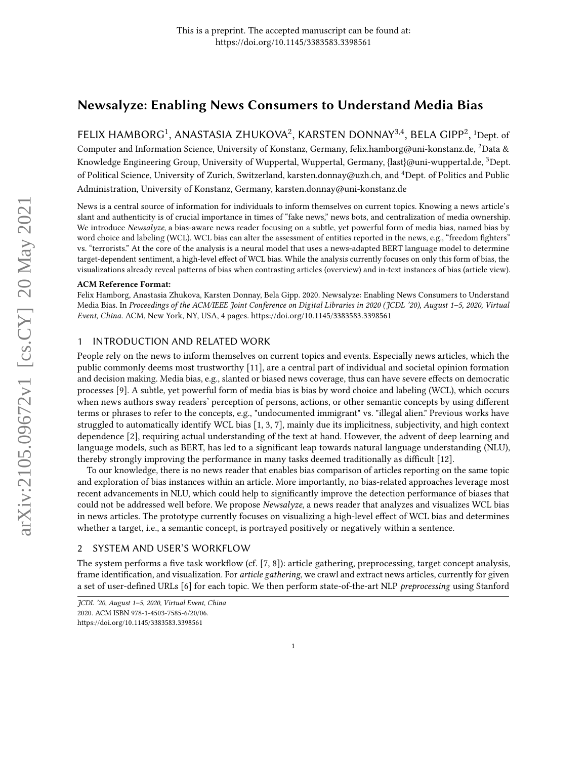This is a preprint. The accepted manuscript can be found at:
https://doi.org/10.1145/3383583.3398561

# Newsalyze: Enabling News Consumers to Understand Media Bias

FELIX HAMBORG[1], ANASTASIA ZHUKOVA[2], KARSTEN DONNAY[3,4], BELA GIPP[2], [1]Dept. of Computer and Information Science, University of Konstanz, Germany, felix.hamborg@uni-konstanz.de, [2]Data & Knowledge Engineering Group, University of Wuppertal, Wuppertal, Germany, {last}@uni-wuppertal.de, [3]Dept. of Political Science, University of Zurich, Switzerland, karsten.donnay@uzh.ch, and [4]Dept. of Politics and Public Administration, University of Konstanz, Germany, karsten.donnay@uni-konstanz.de

News is a central source of information for individuals to inform themselves on current topics. Knowing a news article's slant and authenticity is of crucial importance in times of "fake news," news bots, and centralization of media ownership. We introduce *Newsalyze*, a bias-aware news reader focusing on a subtle, yet powerful form of media bias, named bias by word choice and labeling (WCL). WCL bias can alter the assessment of entities reported in the news, e.g., "freedom fighters" vs. "terrorists." At the core of the analysis is a neural model that uses a news-adapted BERT language model to determine target-dependent sentiment, a high-level effect of WCL bias. While the analysis currently focuses on only this form of bias, the visualizations already reveal patterns of bias when contrasting articles (overview) and in-text instances of bias (article view).

**ACM Reference Format:**
Felix Hamborg, Anastasia Zhukova, Karsten Donnay, Bela Gipp. 2020. Newsalyze: Enabling News Consumers to Understand Media Bias. In *Proceedings of the ACM/IEEE Joint Conference on Digital Libraries in 2020 (JCDL '20), August 1–5, 2020, Virtual Event, China.* ACM, New York, NY, USA, 4 pages. https://doi.org/10.1145/3383583.3398561

## 1 INTRODUCTION AND RELATED WORK

People rely on the news to inform themselves on current topics and events. Especially news articles, which the public commonly deems most trustworthy [11], are a central part of individual and societal opinion formation and decision making. Media bias, e.g., slanted or biased news coverage, thus can have severe effects on democratic processes [9]. A subtle, yet powerful form of media bias is bias by word choice and labeling (WCL), which occurs when news authors sway readers' perception of persons, actions, or other semantic concepts by using different terms or phrases to refer to the concepts, e.g., "undocumented immigrant" vs. "illegal alien." Previous works have struggled to automatically identify WCL bias [1, 3, 7], mainly due its implicitness, subjectivity, and high context dependence [2], requiring actual understanding of the text at hand. However, the advent of deep learning and language models, such as BERT, has led to a significant leap towards natural language understanding (NLU), thereby strongly improving the performance in many tasks deemed traditionally as difficult [12].

To our knowledge, there is no news reader that enables bias comparison of articles reporting on the same topic and exploration of bias instances within an article. More importantly, no bias-related approaches leverage most recent advancements in NLU, which could help to significantly improve the detection performance of biases that could not be addressed well before. We propose *Newsalyze*, a news reader that analyzes and visualizes WCL bias in news articles. The prototype currently focuses on visualizing a high-level effect of WCL bias and determines whether a target, i.e., a semantic concept, is portrayed positively or negatively within a sentence.

## 2 SYSTEM AND USER'S WORKFLOW

The system performs a five task workflow (cf. [7, 8]): article gathering, preprocessing, target concept analysis, frame identification, and visualization. For *article gathering*, we crawl and extract news articles, currently for given a set of user-defined URLs [6] for each topic. We then perform state-of-the-art NLP *preprocessing* using Stanford

*JCDL '20, August 1–5, 2020, Virtual Event, China*
2020. ACM ISBN 978-1-4503-7585-6/20/06.
https://doi.org/10.1145/3383583.3398561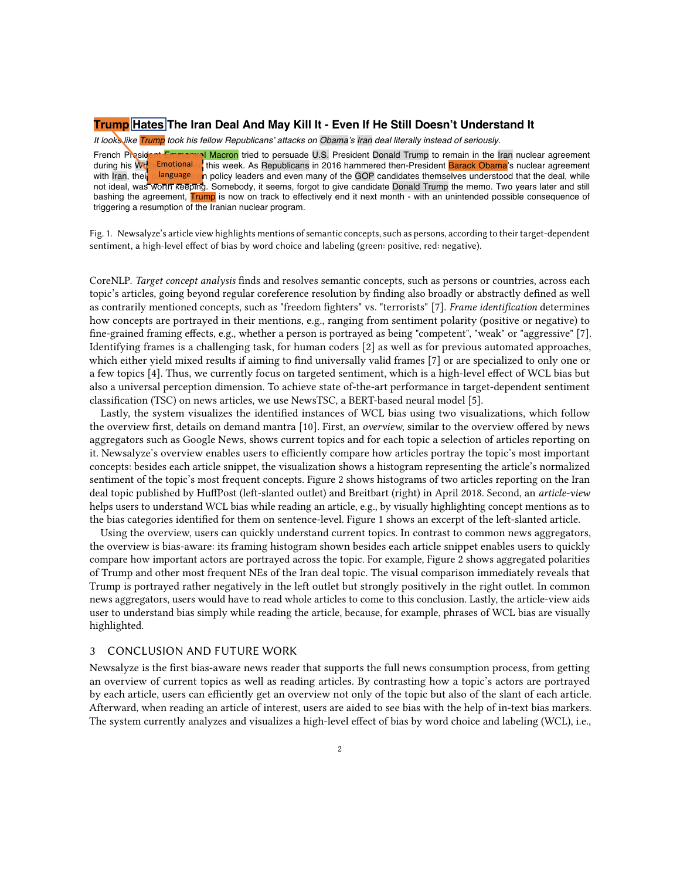**Trump Hates The Iran Deal And May Kill It - Even If He Still Doesn't Understand It**

*It looks like Trump took his fellow Republicans' attacks on Obama's Iran deal literally instead of seriously.*

French President Emmanuel Macron tried to persuade U.S. President Donald Trump to remain in the Iran nuclear agreement during his W[Emotional language] this week. As Republicans in 2016 hammered then-President Barack Obama's nuclear agreement with Iran, thei[...]n policy leaders and even many of the GOP candidates themselves understood that the deal, while not ideal, was worth keeping. Somebody, it seems, forgot to give candidate Donald Trump the memo. Two years later and still bashing the agreement, Trump is now on track to effectively end it next month - with an unintended possible consequence of triggering a resumption of the Iranian nuclear program.

Fig. 1. Newsalyze's article view highlights mentions of semantic concepts, such as persons, according to their target-dependent sentiment, a high-level effect of bias by word choice and labeling (green: positive, red: negative).

CoreNLP. *Target concept analysis* finds and resolves semantic concepts, such as persons or countries, across each topic's articles, going beyond regular coreference resolution by finding also broadly or abstractly defined as well as contrarily mentioned concepts, such as "freedom fighters" vs. "terrorists" [7]. *Frame identification* determines how concepts are portrayed in their mentions, e.g., ranging from sentiment polarity (positive or negative) to fine-grained framing effects, e.g., whether a person is portrayed as being "competent", "weak" or "aggressive" [7]. Identifying frames is a challenging task, for human coders [2] as well as for previous automated approaches, which either yield mixed results if aiming to find universally valid frames [7] or are specialized to only one or a few topics [4]. Thus, we currently focus on targeted sentiment, which is a high-level effect of WCL bias but also a universal perception dimension. To achieve state of-the-art performance in target-dependent sentiment classification (TSC) on news articles, we use NewsTSC, a BERT-based neural model [5].

Lastly, the system visualizes the identified instances of WCL bias using two visualizations, which follow the overview first, details on demand mantra [10]. First, an *overview*, similar to the overview offered by news aggregators such as Google News, shows current topics and for each topic a selection of articles reporting on it. Newsalyze's overview enables users to efficiently compare how articles portray the topic's most important concepts: besides each article snippet, the visualization shows a histogram representing the article's normalized sentiment of the topic's most frequent concepts. Figure 2 shows histograms of two articles reporting on the Iran deal topic published by HuffPost (left-slanted outlet) and Breitbart (right) in April 2018. Second, an *article-view* helps users to understand WCL bias while reading an article, e.g., by visually highlighting concept mentions as to the bias categories identified for them on sentence-level. Figure 1 shows an excerpt of the left-slanted article.

Using the overview, users can quickly understand current topics. In contrast to common news aggregators, the overview is bias-aware: its framing histogram shown besides each article snippet enables users to quickly compare how important actors are portrayed across the topic. For example, Figure 2 shows aggregated polarities of Trump and other most frequent NEs of the Iran deal topic. The visual comparison immediately reveals that Trump is portrayed rather negatively in the left outlet but strongly positively in the right outlet. In common news aggregators, users would have to read whole articles to come to this conclusion. Lastly, the article-view aids user to understand bias simply while reading the article, because, for example, phrases of WCL bias are visually highlighted.

## 3 CONCLUSION AND FUTURE WORK

Newsalyze is the first bias-aware news reader that supports the full news consumption process, from getting an overview of current topics as well as reading articles. By contrasting how a topic's actors are portrayed by each article, users can efficiently get an overview not only of the topic but also of the slant of each article. Afterward, when reading an article of interest, users are aided to see bias with the help of in-text bias markers. The system currently analyzes and visualizes a high-level effect of bias by word choice and labeling (WCL), i.e.,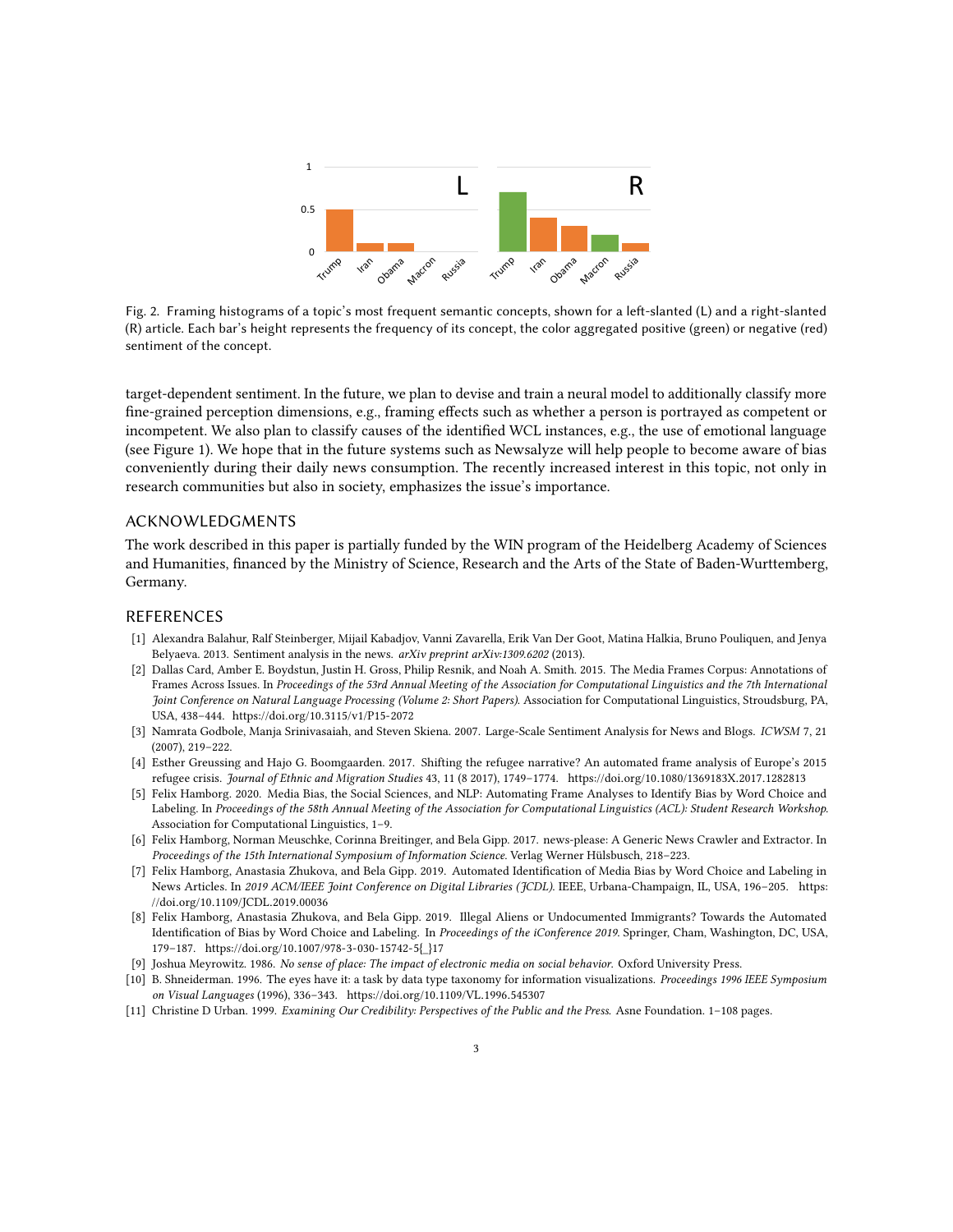1

0.5

0

L

Trump Iran Obama Macron Russia

R

Trump Iran Obama Macron Russia

Fig. 2. Framing histograms of a topic's most frequent semantic concepts, shown for a left-slanted (L) and a right-slanted (R) article. Each bar's height represents the frequency of its concept, the color aggregated positive (green) or negative (red) sentiment of the concept.

target-dependent sentiment. In the future, we plan to devise and train a neural model to additionally classify more fine-grained perception dimensions, e.g., framing effects such as whether a person is portrayed as competent or incompetent. We also plan to classify causes of the identified WCL instances, e.g., the use of emotional language (see Figure 1). We hope that in the future systems such as Newsalyze will help people to become aware of bias conveniently during their daily news consumption. The recently increased interest in this topic, not only in research communities but also in society, emphasizes the issue's importance.

## ACKNOWLEDGMENTS

The work described in this paper is partially funded by the WIN program of the Heidelberg Academy of Sciences and Humanities, financed by the Ministry of Science, Research and the Arts of the State of Baden-Wurttemberg, Germany.

## REFERENCES

[1] Alexandra Balahur, Ralf Steinberger, Mijail Kabadjov, Vanni Zavarella, Erik Van Der Goot, Matina Halkia, Bruno Pouliquen, and Jenya Belyaeva. 2013. Sentiment analysis in the news. *arXiv preprint arXiv:1309.6202* (2013).

[2] Dallas Card, Amber E. Boydstun, Justin H. Gross, Philip Resnik, and Noah A. Smith. 2015. The Media Frames Corpus: Annotations of Frames Across Issues. In *Proceedings of the 53rd Annual Meeting of the Association for Computational Linguistics and the 7th International Joint Conference on Natural Language Processing (Volume 2: Short Papers)*. Association for Computational Linguistics, Stroudsburg, PA, USA, 438–444. https://doi.org/10.3115/v1/P15-2072

[3] Namrata Godbole, Manja Srinivasaiah, and Steven Skiena. 2007. Large-Scale Sentiment Analysis for News and Blogs. *ICWSM* 7, 21 (2007), 219–222.

[4] Esther Greussing and Hajo G. Boomgaarden. 2017. Shifting the refugee narrative? An automated frame analysis of Europe's 2015 refugee crisis. *Journal of Ethnic and Migration Studies* 43, 11 (8 2017), 1749–1774. https://doi.org/10.1080/1369183X.2017.1282813

[5] Felix Hamborg. 2020. Media Bias, the Social Sciences, and NLP: Automating Frame Analyses to Identify Bias by Word Choice and Labeling. In *Proceedings of the 58th Annual Meeting of the Association for Computational Linguistics (ACL): Student Research Workshop*. Association for Computational Linguistics, 1–9.

[6] Felix Hamborg, Norman Meuschke, Corinna Breitinger, and Bela Gipp. 2017. news-please: A Generic News Crawler and Extractor. In *Proceedings of the 15th International Symposium of Information Science*. Verlag Werner Hülsbusch, 218–223.

[7] Felix Hamborg, Anastasia Zhukova, and Bela Gipp. 2019. Automated Identification of Media Bias by Word Choice and Labeling in News Articles. In *2019 ACM/IEEE Joint Conference on Digital Libraries (JCDL)*. IEEE, Urbana-Champaign, IL, USA, 196–205. https://doi.org/10.1109/JCDL.2019.00036

[8] Felix Hamborg, Anastasia Zhukova, and Bela Gipp. 2019. Illegal Aliens or Undocumented Immigrants? Towards the Automated Identification of Bias by Word Choice and Labeling. In *Proceedings of the iConference 2019*. Springer, Cham, Washington, DC, USA, 179–187. https://doi.org/10.1007/978-3-030-15742-5{_}17

[9] Joshua Meyrowitz. 1986. *No sense of place: The impact of electronic media on social behavior*. Oxford University Press.

[10] B. Shneiderman. 1996. The eyes have it: a task by data type taxonomy for information visualizations. *Proceedings 1996 IEEE Symposium on Visual Languages* (1996), 336–343. https://doi.org/10.1109/VL.1996.545307

[11] Christine D Urban. 1999. *Examining Our Credibility: Perspectives of the Public and the Press*. Asne Foundation. 1–108 pages.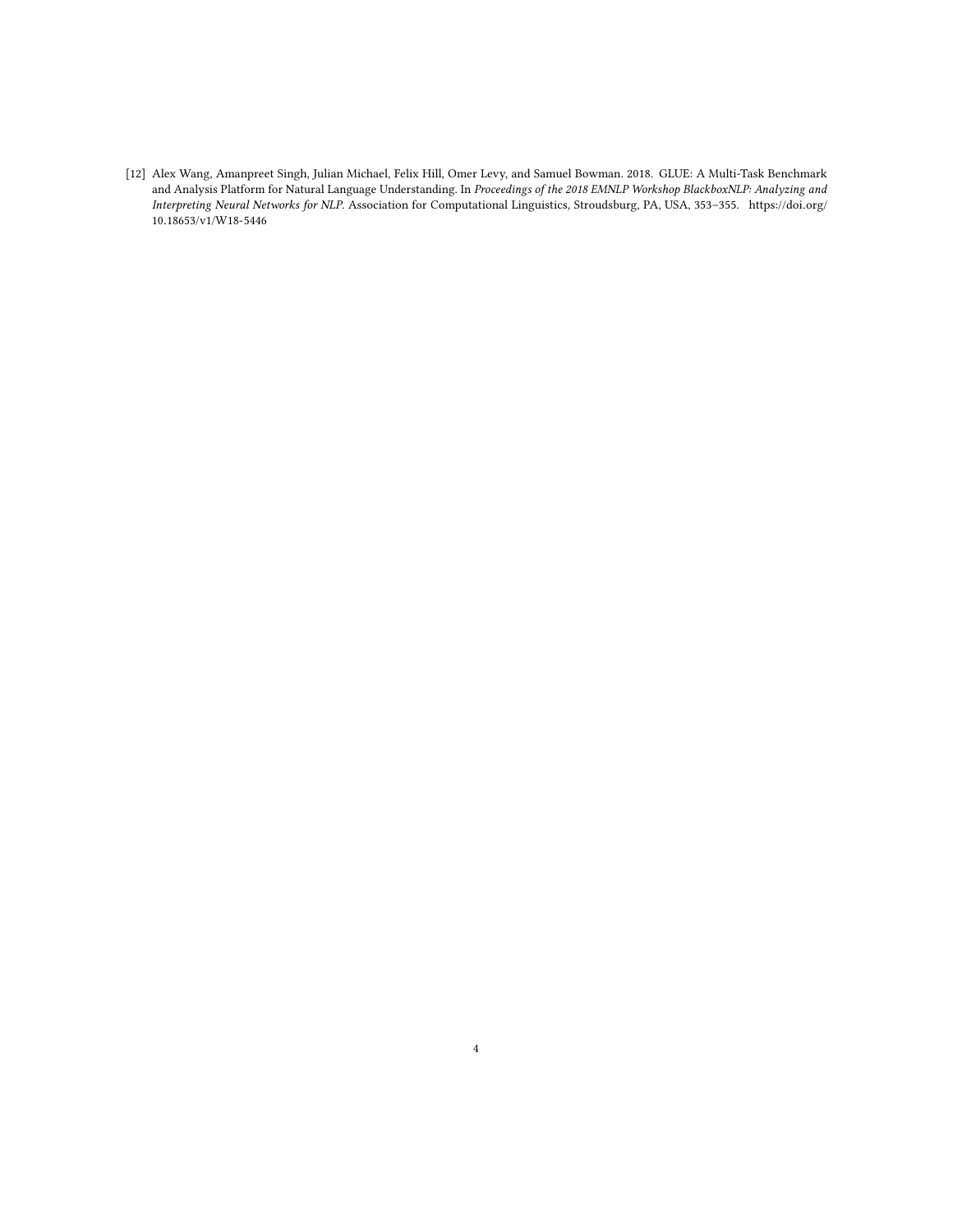[12] Alex Wang, Amanpreet Singh, Julian Michael, Felix Hill, Omer Levy, and Samuel Bowman. 2018. GLUE: A Multi-Task Benchmark and Analysis Platform for Natural Language Understanding. In *Proceedings of the 2018 EMNLP Workshop BlackboxNLP: Analyzing and Interpreting Neural Networks for NLP*. Association for Computational Linguistics, Stroudsburg, PA, USA, 353–355. https://doi.org/10.18653/v1/W18-5446